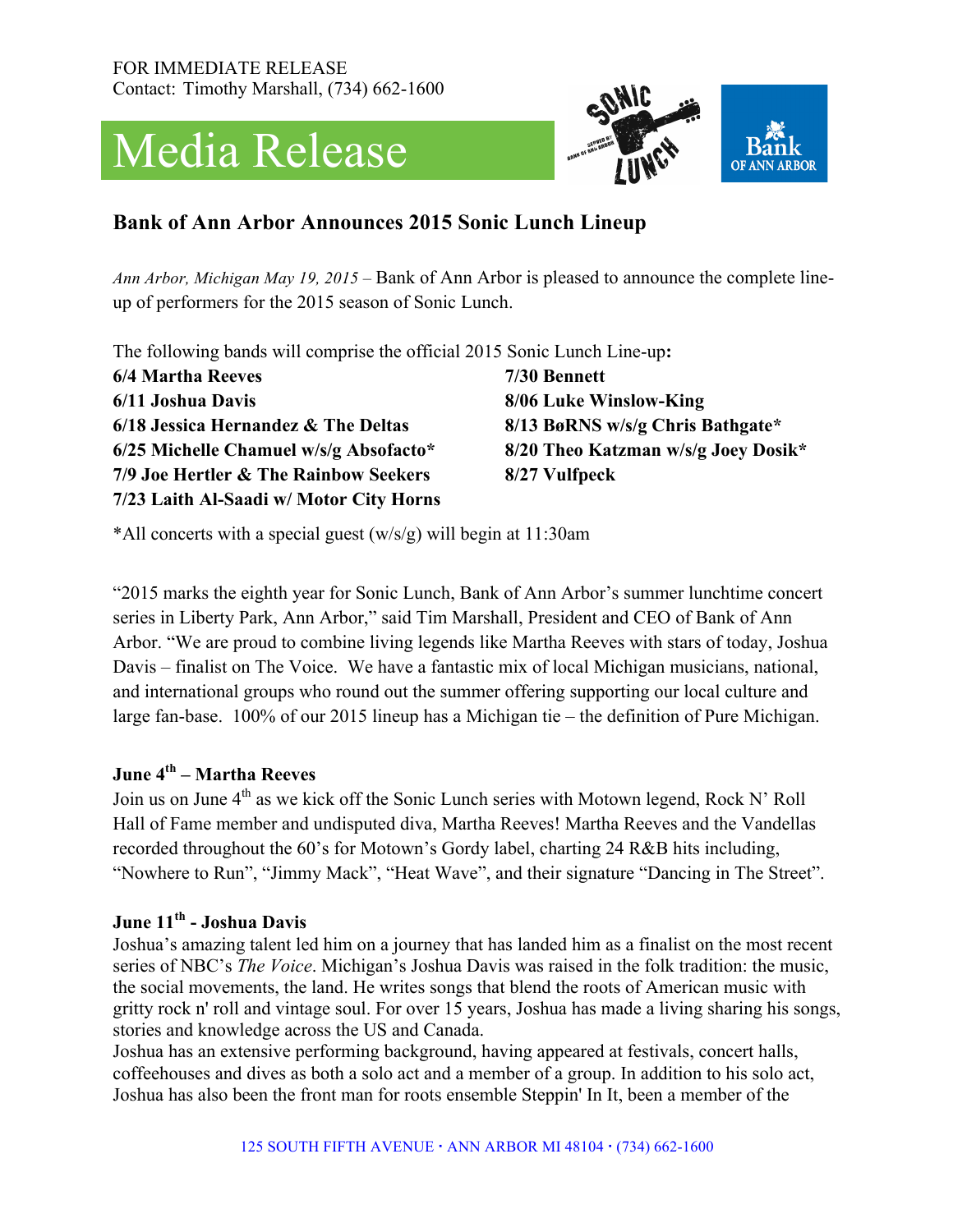FOR IMMEDIATE RELEASE
Contact: Timothy Marshall, (734) 662-1600

# Media Release

## Bank of Ann Arbor Announces 2015 Sonic Lunch Lineup

*Ann Arbor, Michigan May 19, 2015* – Bank of Ann Arbor is pleased to announce the complete line-up of performers for the 2015 season of Sonic Lunch.

The following bands will comprise the official 2015 Sonic Lunch Line-up**:**

**6/4 Martha Reeves**
**6/11 Joshua Davis**
**6/18 Jessica Hernandez & The Deltas**
**6/25 Michelle Chamuel w/s/g Absofacto***
**7/9 Joe Hertler & The Rainbow Seekers**
**7/23 Laith Al-Saadi w/ Motor City Horns**
**7/30 Bennett**
**8/06 Luke Winslow-King**
**8/13 BøRNS w/s/g Chris Bathgate***
**8/20 Theo Katzman w/s/g Joey Dosik***
**8/27 Vulfpeck**

*All concerts with a special guest (w/s/g) will begin at 11:30am

"2015 marks the eighth year for Sonic Lunch, Bank of Ann Arbor's summer lunchtime concert series in Liberty Park, Ann Arbor," said Tim Marshall, President and CEO of Bank of Ann Arbor. "We are proud to combine living legends like Martha Reeves with stars of today, Joshua Davis – finalist on The Voice. We have a fantastic mix of local Michigan musicians, national, and international groups who round out the summer offering supporting our local culture and large fan-base. 100% of our 2015 lineup has a Michigan tie – the definition of Pure Michigan.

### June 4th – Martha Reeves

Join us on June 4th as we kick off the Sonic Lunch series with Motown legend, Rock N' Roll Hall of Fame member and undisputed diva, Martha Reeves! Martha Reeves and the Vandellas recorded throughout the 60's for Motown's Gordy label, charting 24 R&B hits including, "Nowhere to Run", "Jimmy Mack", "Heat Wave", and their signature "Dancing in The Street".

### June 11th - Joshua Davis

Joshua's amazing talent led him on a journey that has landed him as a finalist on the most recent series of NBC's *The Voice*. Michigan's Joshua Davis was raised in the folk tradition: the music, the social movements, the land. He writes songs that blend the roots of American music with gritty rock n' roll and vintage soul. For over 15 years, Joshua has made a living sharing his songs, stories and knowledge across the US and Canada.

Joshua has an extensive performing background, having appeared at festivals, concert halls, coffeehouses and dives as both a solo act and a member of a group. In addition to his solo act, Joshua has also been the front man for roots ensemble Steppin' In It, been a member of the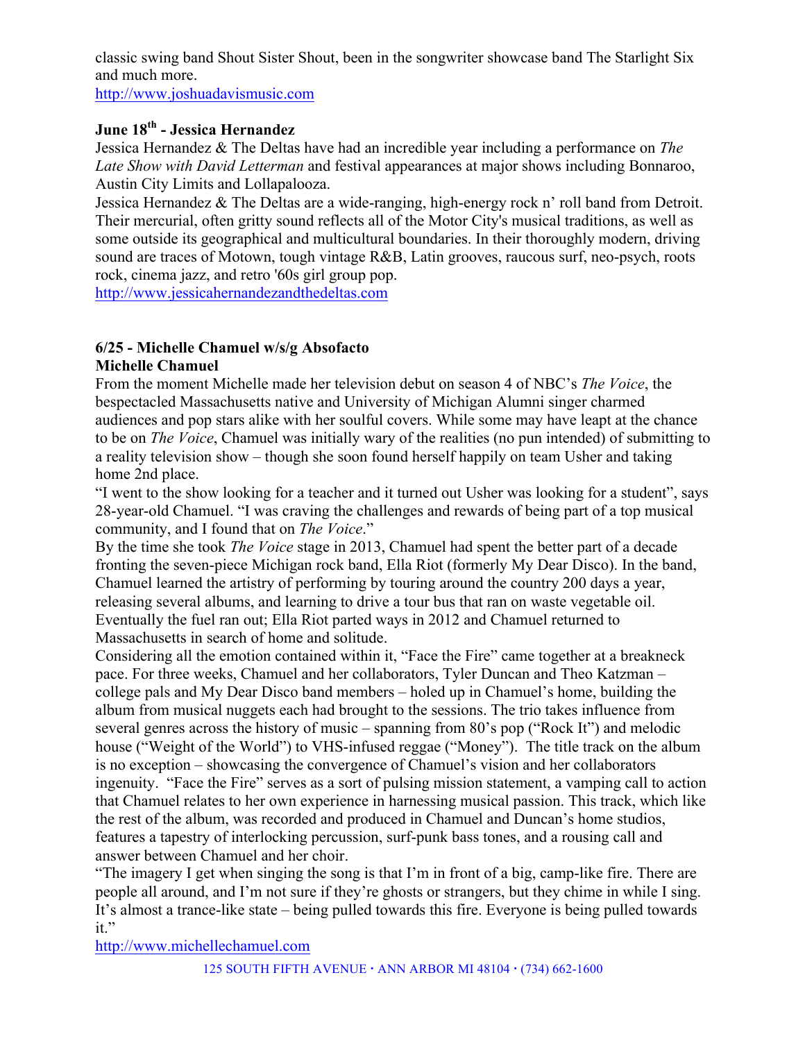classic swing band Shout Sister Shout, been in the songwriter showcase band The Starlight Six and much more.
http://www.joshuadavismusic.com

**June 18th - Jessica Hernandez**

Jessica Hernandez & The Deltas have had an incredible year including a performance on *The Late Show with David Letterman* and festival appearances at major shows including Bonnaroo, Austin City Limits and Lollapalooza.

Jessica Hernandez & The Deltas are a wide-ranging, high-energy rock n' roll band from Detroit. Their mercurial, often gritty sound reflects all of the Motor City's musical traditions, as well as some outside its geographical and multicultural boundaries. In their thoroughly modern, driving sound are traces of Motown, tough vintage R&B, Latin grooves, raucous surf, neo-psych, roots rock, cinema jazz, and retro '60s girl group pop.
http://www.jessicahernandezandthedeltas.com

**6/25 - Michelle Chamuel w/s/g Absofacto**
**Michelle Chamuel**

From the moment Michelle made her television debut on season 4 of NBC's *The Voice*, the bespectacled Massachusetts native and University of Michigan Alumni singer charmed audiences and pop stars alike with her soulful covers. While some may have leapt at the chance to be on *The Voice*, Chamuel was initially wary of the realities (no pun intended) of submitting to a reality television show – though she soon found herself happily on team Usher and taking home 2nd place.

"I went to the show looking for a teacher and it turned out Usher was looking for a student", says 28-year-old Chamuel. "I was craving the challenges and rewards of being part of a top musical community, and I found that on *The Voice*."

By the time she took *The Voice* stage in 2013, Chamuel had spent the better part of a decade fronting the seven-piece Michigan rock band, Ella Riot (formerly My Dear Disco). In the band, Chamuel learned the artistry of performing by touring around the country 200 days a year, releasing several albums, and learning to drive a tour bus that ran on waste vegetable oil. Eventually the fuel ran out; Ella Riot parted ways in 2012 and Chamuel returned to Massachusetts in search of home and solitude.

Considering all the emotion contained within it, "Face the Fire" came together at a breakneck pace. For three weeks, Chamuel and her collaborators, Tyler Duncan and Theo Katzman – college pals and My Dear Disco band members – holed up in Chamuel's home, building the album from musical nuggets each had brought to the sessions. The trio takes influence from several genres across the history of music – spanning from 80's pop ("Rock It") and melodic house ("Weight of the World") to VHS-infused reggae ("Money"). The title track on the album is no exception – showcasing the convergence of Chamuel's vision and her collaborators ingenuity. "Face the Fire" serves as a sort of pulsing mission statement, a vamping call to action that Chamuel relates to her own experience in harnessing musical passion. This track, which like the rest of the album, was recorded and produced in Chamuel and Duncan's home studios, features a tapestry of interlocking percussion, surf-punk bass tones, and a rousing call and answer between Chamuel and her choir.

"The imagery I get when singing the song is that I'm in front of a big, camp-like fire. There are people all around, and I'm not sure if they're ghosts or strangers, but they chime in while I sing. It's almost a trance-like state – being pulled towards this fire. Everyone is being pulled towards it."
http://www.michellechamuel.com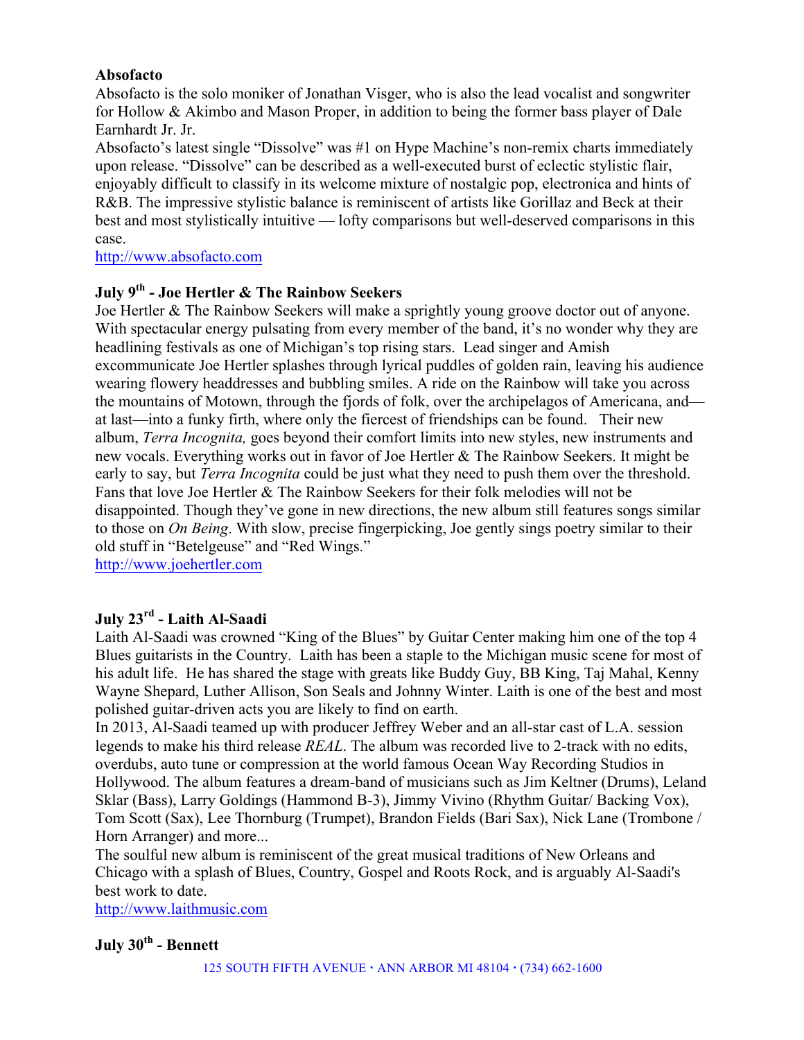### Absofacto

Absofacto is the solo moniker of Jonathan Visger, who is also the lead vocalist and songwriter for Hollow & Akimbo and Mason Proper, in addition to being the former bass player of Dale Earnhardt Jr. Jr.

Absofacto's latest single "Dissolve" was #1 on Hype Machine's non-remix charts immediately upon release. "Dissolve" can be described as a well-executed burst of eclectic stylistic flair, enjoyably difficult to classify in its welcome mixture of nostalgic pop, electronica and hints of R&B. The impressive stylistic balance is reminiscent of artists like Gorillaz and Beck at their best and most stylistically intuitive — lofty comparisons but well-deserved comparisons in this case.

http://www.absofacto.com

### July 9th - Joe Hertler & The Rainbow Seekers

Joe Hertler & The Rainbow Seekers will make a sprightly young groove doctor out of anyone. With spectacular energy pulsating from every member of the band, it's no wonder why they are headlining festivals as one of Michigan's top rising stars. Lead singer and Amish excommunicate Joe Hertler splashes through lyrical puddles of golden rain, leaving his audience wearing flowery headdresses and bubbling smiles. A ride on the Rainbow will take you across the mountains of Motown, through the fjords of folk, over the archipelagos of Americana, and—at last—into a funky firth, where only the fiercest of friendships can be found. Their new album, *Terra Incognita,* goes beyond their comfort limits into new styles, new instruments and new vocals. Everything works out in favor of Joe Hertler & The Rainbow Seekers. It might be early to say, but *Terra Incognita* could be just what they need to push them over the threshold. Fans that love Joe Hertler & The Rainbow Seekers for their folk melodies will not be disappointed. Though they've gone in new directions, the new album still features songs similar to those on *On Being*. With slow, precise fingerpicking, Joe gently sings poetry similar to their old stuff in "Betelgeuse" and "Red Wings."

http://www.joehertler.com

### July 23rd - Laith Al-Saadi

Laith Al-Saadi was crowned "King of the Blues" by Guitar Center making him one of the top 4 Blues guitarists in the Country. Laith has been a staple to the Michigan music scene for most of his adult life. He has shared the stage with greats like Buddy Guy, BB King, Taj Mahal, Kenny Wayne Shepard, Luther Allison, Son Seals and Johnny Winter. Laith is one of the best and most polished guitar-driven acts you are likely to find on earth.

In 2013, Al-Saadi teamed up with producer Jeffrey Weber and an all-star cast of L.A. session legends to make his third release *REAL*. The album was recorded live to 2-track with no edits, overdubs, auto tune or compression at the world famous Ocean Way Recording Studios in Hollywood. The album features a dream-band of musicians such as Jim Keltner (Drums), Leland Sklar (Bass), Larry Goldings (Hammond B-3), Jimmy Vivino (Rhythm Guitar/ Backing Vox), Tom Scott (Sax), Lee Thornburg (Trumpet), Brandon Fields (Bari Sax), Nick Lane (Trombone / Horn Arranger) and more...

The soulful new album is reminiscent of the great musical traditions of New Orleans and Chicago with a splash of Blues, Country, Gospel and Roots Rock, and is arguably Al-Saadi's best work to date.

http://www.laithmusic.com

### July 30th - Bennett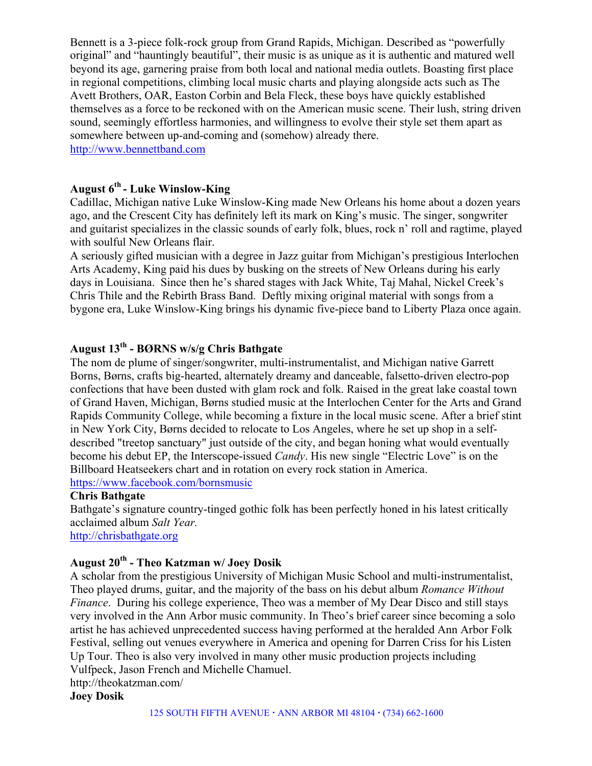Bennett is a 3-piece folk-rock group from Grand Rapids, Michigan. Described as "powerfully original" and "hauntingly beautiful", their music is as unique as it is authentic and matured well beyond its age, garnering praise from both local and national media outlets. Boasting first place in regional competitions, climbing local music charts and playing alongside acts such as The Avett Brothers, OAR, Easton Corbin and Bela Fleck, these boys have quickly established themselves as a force to be reckoned with on the American music scene. Their lush, string driven sound, seemingly effortless harmonies, and willingness to evolve their style set them apart as somewhere between up-and-coming and (somehow) already there.
http://www.bennettband.com

### August 6th - Luke Winslow-King

Cadillac, Michigan native Luke Winslow-King made New Orleans his home about a dozen years ago, and the Crescent City has definitely left its mark on King's music. The singer, songwriter and guitarist specializes in the classic sounds of early folk, blues, rock n' roll and ragtime, played with soulful New Orleans flair.

A seriously gifted musician with a degree in Jazz guitar from Michigan's prestigious Interlochen Arts Academy, King paid his dues by busking on the streets of New Orleans during his early days in Louisiana. Since then he's shared stages with Jack White, Taj Mahal, Nickel Creek's Chris Thile and the Rebirth Brass Band. Deftly mixing original material with songs from a bygone era, Luke Winslow-King brings his dynamic five-piece band to Liberty Plaza once again.

### August 13th - BØRNS w/s/g Chris Bathgate

The nom de plume of singer/songwriter, multi-instrumentalist, and Michigan native Garrett Borns, Børns, crafts big-hearted, alternately dreamy and danceable, falsetto-driven electro-pop confections that have been dusted with glam rock and folk. Raised in the great lake coastal town of Grand Haven, Michigan, Børns studied music at the Interlochen Center for the Arts and Grand Rapids Community College, while becoming a fixture in the local music scene. After a brief stint in New York City, Børns decided to relocate to Los Angeles, where he set up shop in a self-described "treetop sanctuary" just outside of the city, and began honing what would eventually become his debut EP, the Interscope-issued *Candy*. His new single "Electric Love" is on the Billboard Heatseekers chart and in rotation on every rock station in America.
https://www.facebook.com/bornsmusic

**Chris Bathgate**

Bathgate's signature country-tinged gothic folk has been perfectly honed in his latest critically acclaimed album *Salt Year.*
http://chrisbathgate.org

### August 20th - Theo Katzman w/ Joey Dosik

A scholar from the prestigious University of Michigan Music School and multi-instrumentalist, Theo played drums, guitar, and the majority of the bass on his debut album *Romance Without Finance*. During his college experience, Theo was a member of My Dear Disco and still stays very involved in the Ann Arbor music community. In Theo's brief career since becoming a solo artist he has achieved unprecedented success having performed at the heralded Ann Arbor Folk Festival, selling out venues everywhere in America and opening for Darren Criss for his Listen Up Tour. Theo is also very involved in many other music production projects including Vulfpeck, Jason French and Michelle Chamuel.
http://theokatzman.com/

**Joey Dosik**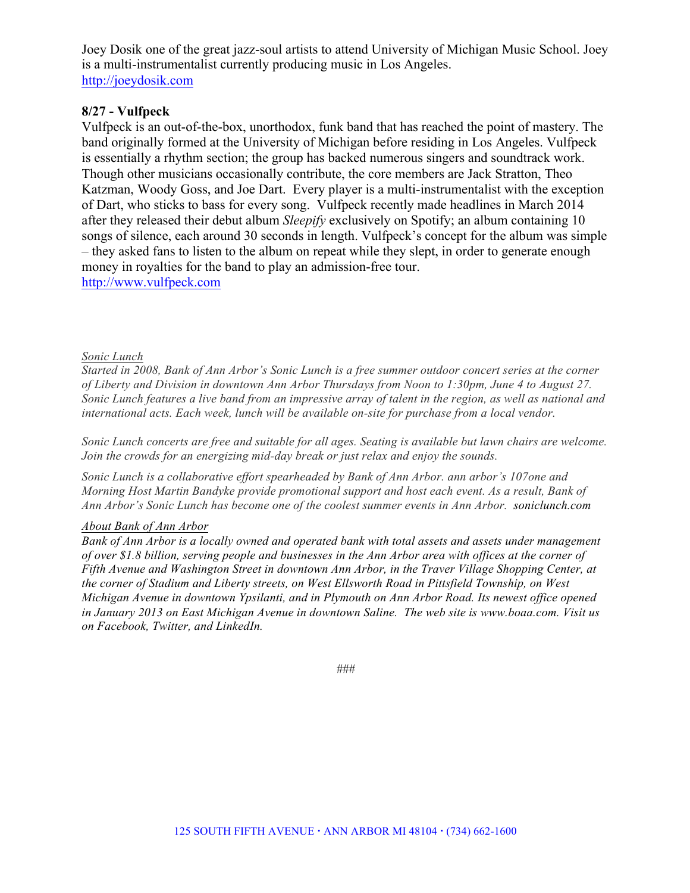Joey Dosik one of the great jazz-soul artists to attend University of Michigan Music School. Joey is a multi-instrumentalist currently producing music in Los Angeles.
http://joeydosik.com

**8/27 - Vulfpeck**
Vulfpeck is an out-of-the-box, unorthodox, funk band that has reached the point of mastery. The band originally formed at the University of Michigan before residing in Los Angeles. Vulfpeck is essentially a rhythm section; the group has backed numerous singers and soundtrack work. Though other musicians occasionally contribute, the core members are Jack Stratton, Theo Katzman, Woody Goss, and Joe Dart. Every player is a multi-instrumentalist with the exception of Dart, who sticks to bass for every song. Vulfpeck recently made headlines in March 2014 after they released their debut album *Sleepify* exclusively on Spotify; an album containing 10 songs of silence, each around 30 seconds in length. Vulfpeck's concept for the album was simple – they asked fans to listen to the album on repeat while they slept, in order to generate enough money in royalties for the band to play an admission-free tour.
http://www.vulfpeck.com

*Sonic Lunch*
*Started in 2008, Bank of Ann Arbor's Sonic Lunch is a free summer outdoor concert series at the corner of Liberty and Division in downtown Ann Arbor Thursdays from Noon to 1:30pm, June 4 to August 27. Sonic Lunch features a live band from an impressive array of talent in the region, as well as national and international acts. Each week, lunch will be available on-site for purchase from a local vendor.*

*Sonic Lunch concerts are free and suitable for all ages. Seating is available but lawn chairs are welcome. Join the crowds for an energizing mid-day break or just relax and enjoy the sounds.*

*Sonic Lunch is a collaborative effort spearheaded by Bank of Ann Arbor. ann arbor's 107one and Morning Host Martin Bandyke provide promotional support and host each event. As a result, Bank of Ann Arbor's Sonic Lunch has become one of the coolest summer events in Ann Arbor.* ***soniclunch.com***

*About Bank of Ann Arbor*
*Bank of Ann Arbor is a locally owned and operated bank with total assets and assets under management of over $1.8 billion, serving people and businesses in the Ann Arbor area with offices at the corner of Fifth Avenue and Washington Street in downtown Ann Arbor, in the Traver Village Shopping Center, at the corner of Stadium and Liberty streets, on West Ellsworth Road in Pittsfield Township, on West Michigan Avenue in downtown Ypsilanti, and in Plymouth on Ann Arbor Road. Its newest office opened in January 2013 on East Michigan Avenue in downtown Saline. The web site is www.boaa.com. Visit us on Facebook, Twitter, and LinkedIn.*

###